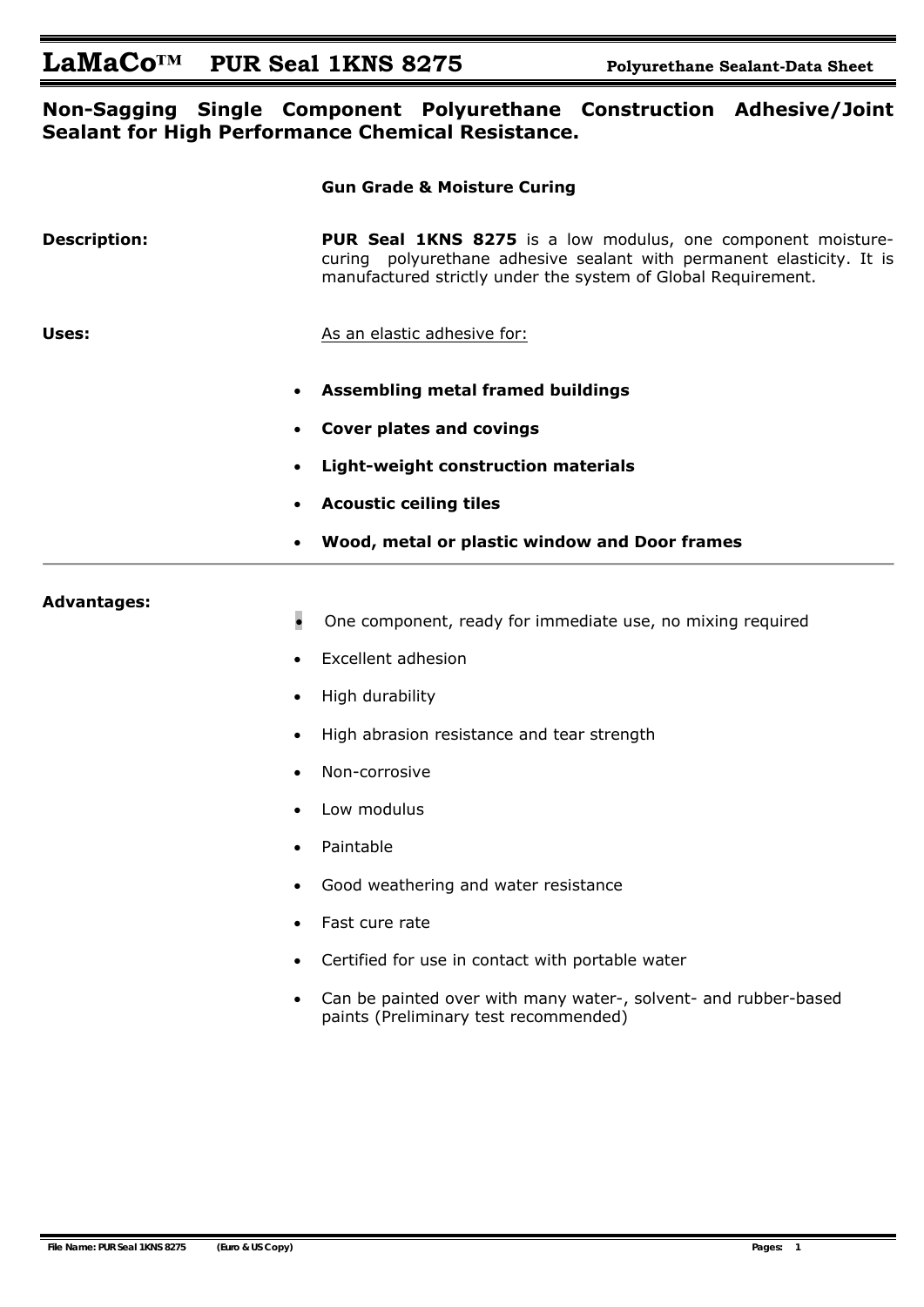# LaMaCo™ PUR Seal 1KNS 8275

**Polyurethane Sealant-Data Sheet**

## Non-Sagging Single Component Polyurethane Construction Adhesive/Joint Sealant for High Performance Chemical Resistance.

**Gun Grade & Moisture Curing**

**Description:**

**PUR Seal 1KNS 8275** is a low modulus, one component moisture-curing polyurethane adhesive sealant with permanent elasticity. It is manufactured strictly under the system of Global Requirement.

**Uses:**

As an elastic adhesive for:

- **Assembling metal framed buildings**
- **Cover plates and covings**
- **Light-weight construction materials**
- **Acoustic ceiling tiles**
- **Wood, metal or plastic window and Door frames**

---

**Advantages:**

- One component, ready for immediate use, no mixing required
- Excellent adhesion
- High durability
- High abrasion resistance and tear strength
- Non-corrosive
- Low modulus
- Paintable
- Good weathering and water resistance
- Fast cure rate
- Certified for use in contact with portable water
- Can be painted over with many water-, solvent- and rubber-based paints (Preliminary test recommended)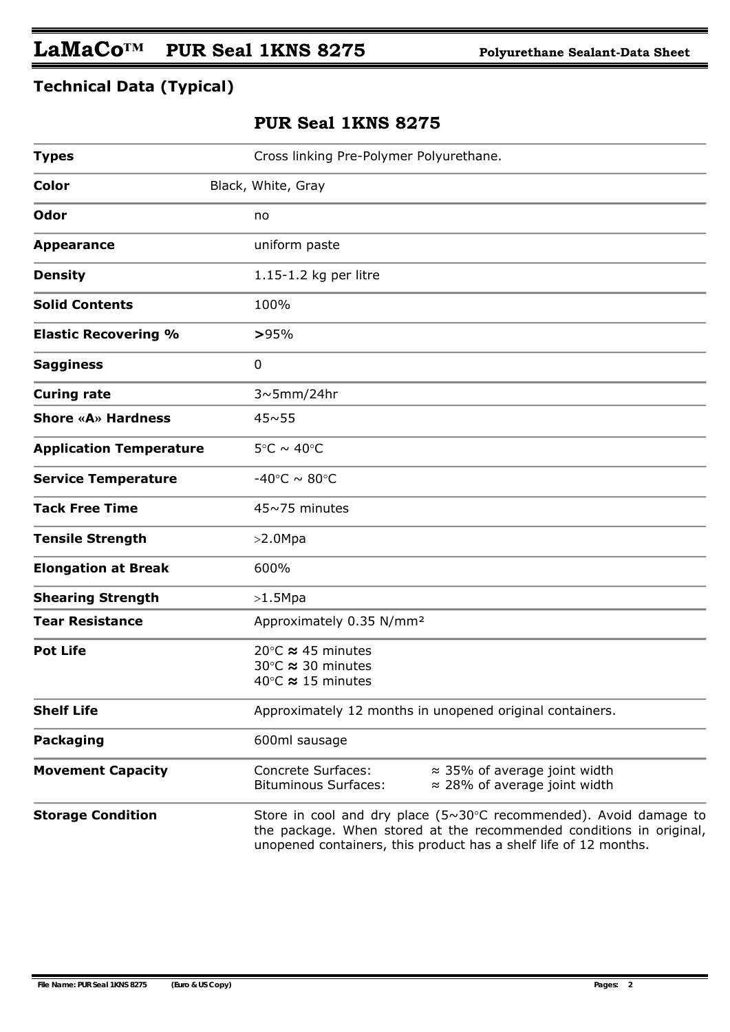## Technical Data (Typical)

### PUR Seal 1KNS 8275

| | |
|---|---|
| **Types** | Cross linking Pre-Polymer Polyurethane. |
| **Color** | Black, White, Gray |
| **Odor** | no |
| **Appearance** | uniform paste |
| **Density** | 1.15-1.2 kg per litre |
| **Solid Contents** | 100% |
| **Elastic Recovering %** | **>**95% |
| **Sagginess** | 0 |
| **Curing rate** | 3~5mm/24hr |
| **Shore «A» Hardness** | 45~55 |
| **Application Temperature** | 5°C ~ 40°C |
| **Service Temperature** | -40°C ~ 80°C |
| **Tack Free Time** | 45~75 minutes |
| **Tensile Strength** | >2.0Mpa |
| **Elongation at Break** | 600% |
| **Shearing Strength** | >1.5Mpa |
| **Tear Resistance** | Approximately 0.35 N/mm² |
| **Pot Life** | 20°C ≈ 45 minutes<br>30°C ≈ 30 minutes<br>40°C ≈ 15 minutes |
| **Shelf Life** | Approximately 12 months in unopened original containers. |
| **Packaging** | 600ml sausage |
| **Movement Capacity** | Concrete Surfaces: ≈ 35% of average joint width<br>Bituminous Surfaces: ≈ 28% of average joint width |
| **Storage Condition** | Store in cool and dry place (5~30°C recommended). Avoid damage to the package. When stored at the recommended conditions in original, unopened containers, this product has a shelf life of 12 months. |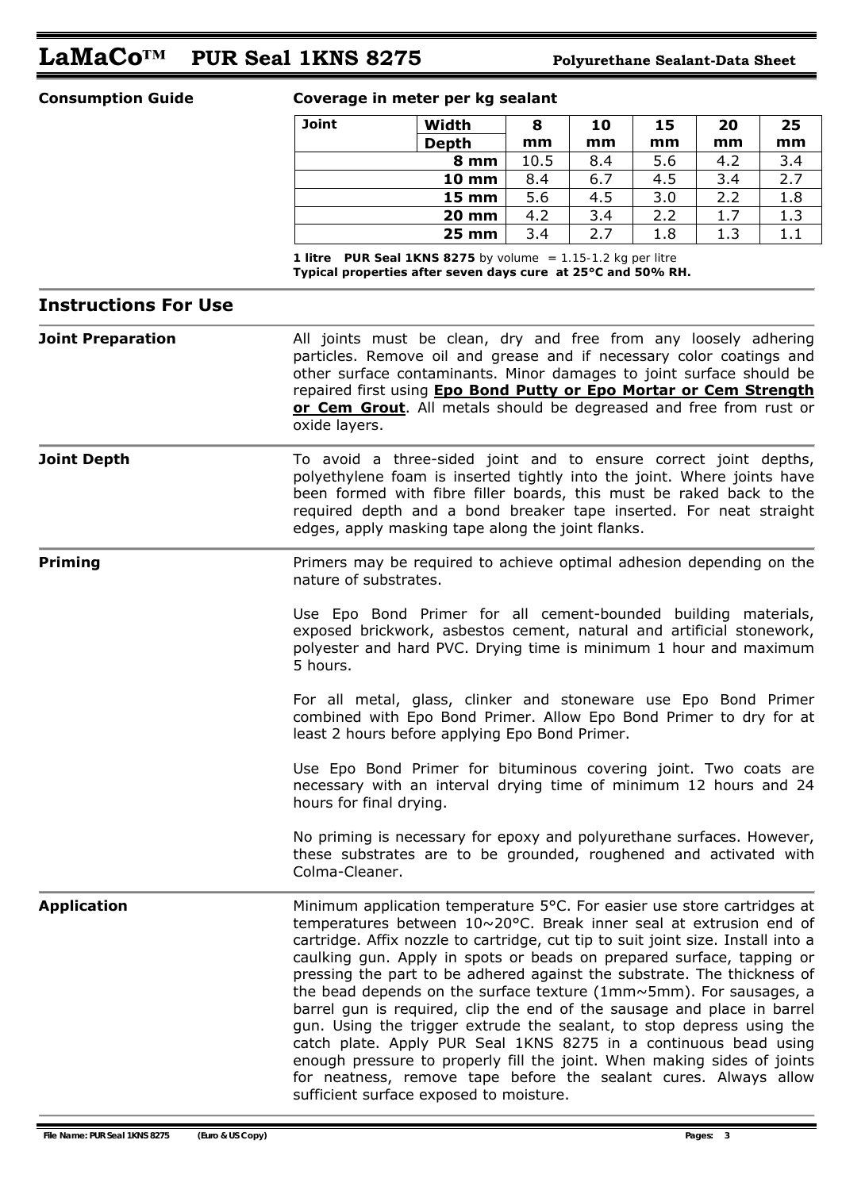## Consumption Guide

**Coverage in meter per kg sealant**

| Joint | Width / Depth | 8 mm | 10 mm | 15 mm | 20 mm | 25 mm |
|---|---|---|---|---|---|---|
| | 8 mm | 10.5 | 8.4 | 5.6 | 4.2 | 3.4 |
| | 10 mm | 8.4 | 6.7 | 4.5 | 3.4 | 2.7 |
| | 15 mm | 5.6 | 4.5 | 3.0 | 2.2 | 1.8 |
| | 20 mm | 4.2 | 3.4 | 2.2 | 1.7 | 1.3 |
| | 25 mm | 3.4 | 2.7 | 1.8 | 1.3 | 1.1 |

**1 litre PUR Seal 1KNS 8275** by volume = 1.15-1.2 kg per litre
**Typical properties after seven days cure at 25°C and 50% RH.**

## Instructions For Use

### Joint Preparation

All joints must be clean, dry and free from any loosely adhering particles. Remove oil and grease and if necessary color coatings and other surface contaminants. Minor damages to joint surface should be repaired first using **Epo Bond Putty or Epo Mortar or Cem Strength or Cem Grout**. All metals should be degreased and free from rust or oxide layers.

### Joint Depth

To avoid a three-sided joint and to ensure correct joint depths, polyethylene foam is inserted tightly into the joint. Where joints have been formed with fibre filler boards, this must be raked back to the required depth and a bond breaker tape inserted. For neat straight edges, apply masking tape along the joint flanks.

### Priming

Primers may be required to achieve optimal adhesion depending on the nature of substrates.

Use Epo Bond Primer for all cement-bounded building materials, exposed brickwork, asbestos cement, natural and artificial stonework, polyester and hard PVC. Drying time is minimum 1 hour and maximum 5 hours.

For all metal, glass, clinker and stoneware use Epo Bond Primer combined with Epo Bond Primer. Allow Epo Bond Primer to dry for at least 2 hours before applying Epo Bond Primer.

Use Epo Bond Primer for bituminous covering joint. Two coats are necessary with an interval drying time of minimum 12 hours and 24 hours for final drying.

No priming is necessary for epoxy and polyurethane surfaces. However, these substrates are to be grounded, roughened and activated with Colma-Cleaner.

### Application

Minimum application temperature 5°C. For easier use store cartridges at temperatures between 10~20°C. Break inner seal at extrusion end of cartridge. Affix nozzle to cartridge, cut tip to suit joint size. Install into a caulking gun. Apply in spots or beads on prepared surface, tapping or pressing the part to be adhered against the substrate. The thickness of the bead depends on the surface texture (1mm~5mm). For sausages, a barrel gun is required, clip the end of the sausage and place in barrel gun. Using the trigger extrude the sealant, to stop depress using the catch plate. Apply PUR Seal 1KNS 8275 in a continuous bead using enough pressure to properly fill the joint. When making sides of joints for neatness, remove tape before the sealant cures. Always allow sufficient surface exposed to moisture.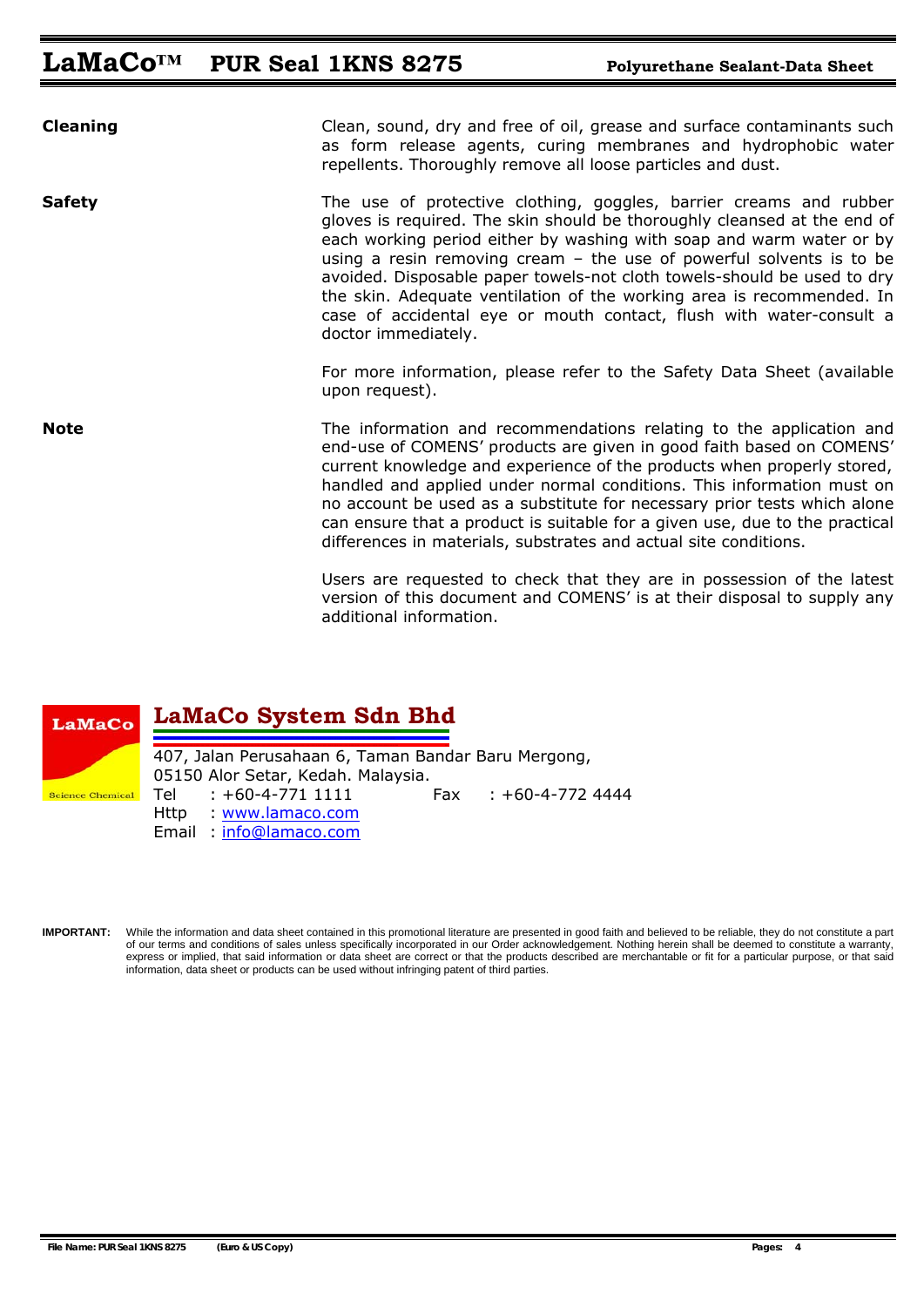**Cleaning**

Clean, sound, dry and free of oil, grease and surface contaminants such as form release agents, curing membranes and hydrophobic water repellents. Thoroughly remove all loose particles and dust.

**Safety**

The use of protective clothing, goggles, barrier creams and rubber gloves is required. The skin should be thoroughly cleansed at the end of each working period either by washing with soap and warm water or by using a resin removing cream – the use of powerful solvents is to be avoided. Disposable paper towels-not cloth towels-should be used to dry the skin. Adequate ventilation of the working area is recommended. In case of accidental eye or mouth contact, flush with water-consult a doctor immediately.

For more information, please refer to the Safety Data Sheet (available upon request).

**Note**

The information and recommendations relating to the application and end-use of COMENS' products are given in good faith based on COMENS' current knowledge and experience of the products when properly stored, handled and applied under normal conditions. This information must on no account be used as a substitute for necessary prior tests which alone can ensure that a product is suitable for a given use, due to the practical differences in materials, substrates and actual site conditions.

Users are requested to check that they are in possession of the latest version of this document and COMENS' is at their disposal to supply any additional information.

LaMaCo
Science Chemical

## LaMaCo System Sdn Bhd

407, Jalan Perusahaan 6, Taman Bandar Baru Mergong,
05150 Alor Setar, Kedah. Malaysia.
Tel : +60-4-771 1111 Fax : +60-4-772 4444
Http : www.lamaco.com
Email : info@lamaco.com

**IMPORTANT:** While the information and data sheet contained in this promotional literature are presented in good faith and believed to be reliable, they do not constitute a part of our terms and conditions of sales unless specifically incorporated in our Order acknowledgement. Nothing herein shall be deemed to constitute a warranty, express or implied, that said information or data sheet are correct or that the products described are merchantable or fit for a particular purpose, or that said information, data sheet or products can be used without infringing patent of third parties.